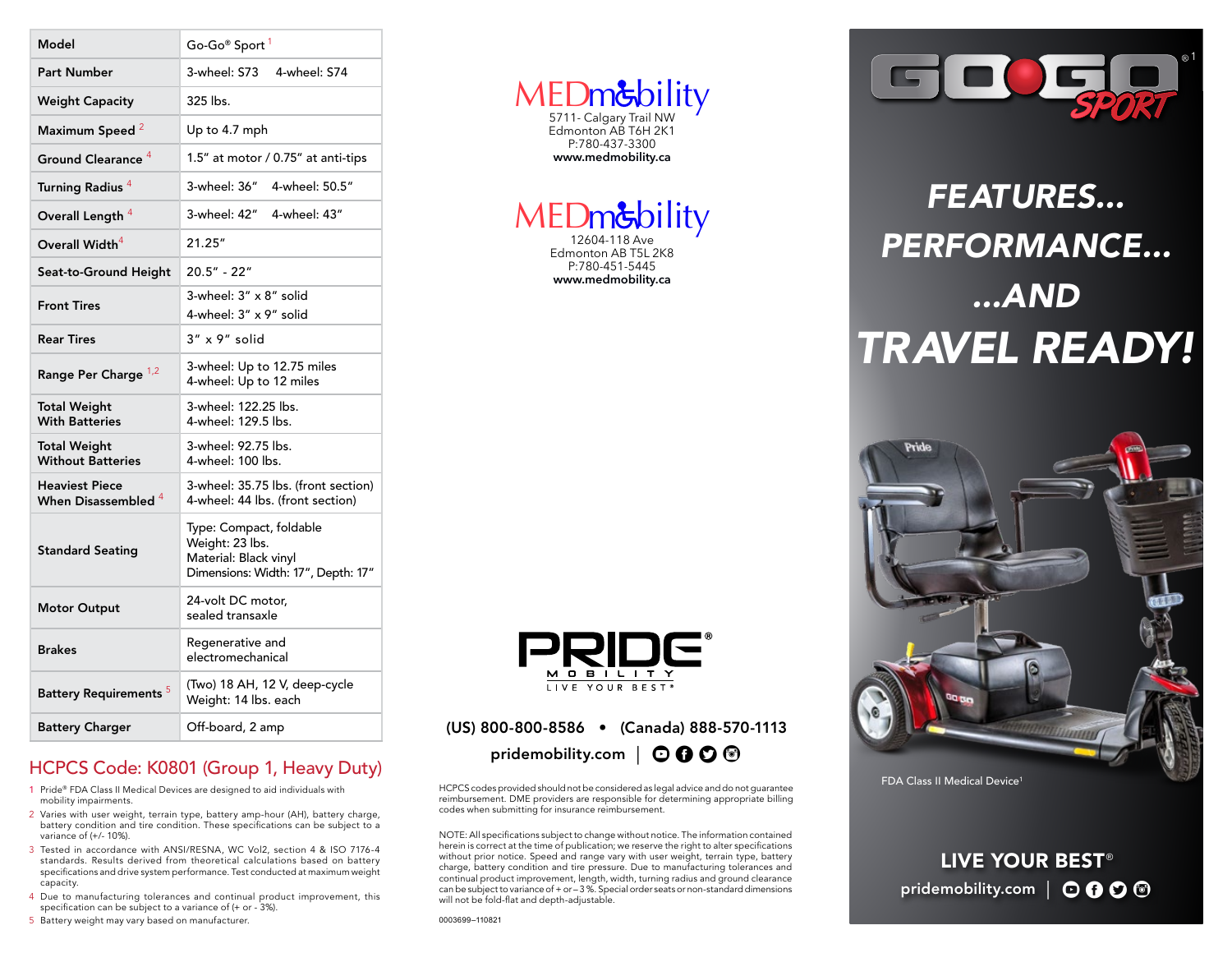| Model | Go-Go® Sport [1] |
|---|---|
| Part Number | 3-wheel: S73 4-wheel: S74 |
| Weight Capacity | 325 lbs. |
| Maximum Speed [2] | Up to 4.7 mph |
| Ground Clearance [4] | 1.5″ at motor / 0.75″ at anti-tips |
| Turning Radius [4] | 3-wheel: 36″ 4-wheel: 50.5″ |
| Overall Length [4] | 3-wheel: 42″ 4-wheel: 43″ |
| Overall Width [4] | 21.25″ |
| Seat-to-Ground Height | 20.5″ - 22″ |
| Front Tires | 3-wheel: 3″ x 8″ solid<br>4-wheel: 3″ x 9″ solid |
| Rear Tires | 3″ x 9″ solid |
| Range Per Charge [1,2] | 3-wheel: Up to 12.75 miles<br>4-wheel: Up to 12 miles |
| Total Weight With Batteries | 3-wheel: 122.25 lbs.<br>4-wheel: 129.5 lbs. |
| Total Weight Without Batteries | 3-wheel: 92.75 lbs.<br>4-wheel: 100 lbs. |
| Heaviest Piece When Disassembled [4] | 3-wheel: 35.75 lbs. (front section)<br>4-wheel: 44 lbs. (front section) |
| Standard Seating | Type: Compact, foldable<br>Weight: 23 lbs.<br>Material: Black vinyl<br>Dimensions: Width: 17″, Depth: 17″ |
| Motor Output | 24-volt DC motor, sealed transaxle |
| Brakes | Regenerative and electromechanical |
| Battery Requirements [5] | (Two) 18 AH, 12 V, deep-cycle<br>Weight: 14 lbs. each |
| Battery Charger | Off-board, 2 amp |

## HCPCS Code: K0801 (Group 1, Heavy Duty)

1 Pride® FDA Class II Medical Devices are designed to aid individuals with mobility impairments.
2 Varies with user weight, terrain type, battery amp-hour (AH), battery charge, battery condition and tire condition. These specifications can be subject to a variance of (+/- 10%).
3 Tested in accordance with ANSI/RESNA, WC Vol2, section 4 & ISO 7176-4 standards. Results derived from theoretical calculations based on battery specifications and drive system performance. Test conducted at maximum weight capacity.
4 Due to manufacturing tolerances and continual product improvement, this specification can be subject to a variance of (+ or - 3%).
5 Battery weight may vary based on manufacturer.

**MEDmobility**
5711- Calgary Trail NW
Edmonton AB T6H 2K1
P:780-437-3300
**www.medmobility.ca**

**MEDmobility**
12604-118 Ave
Edmonton AB T5L 2K8
P:780-451-5445
**www.medmobility.ca**

**PRIDE® MOBILITY**
LIVE YOUR BEST®

**(US) 800-800-8586 • (Canada) 888-570-1113**
**pridemobility.com**

HCPCS codes provided should not be considered as legal advice and do not guarantee reimbursement. DME providers are responsible for determining appropriate billing codes when submitting for insurance reimbursement.

NOTE: All specifications subject to change without notice. The information contained herein is correct at the time of publication; we reserve the right to alter specifications without prior notice. Speed and range vary with user weight, terrain type, battery charge, battery condition and tire pressure. Due to manufacturing tolerances and continual product improvement, length, width, turning radius and ground clearance can be subject to variance of + or – 3%. Special order seats or non-standard dimensions will not be fold-flat and depth-adjustable.

0003699–110821

# GO-GO® SPORT [1]

## FEATURES... PERFORMANCE... ...AND TRAVEL READY!

FDA Class II Medical Device[1]

**LIVE YOUR BEST®**
pridemobility.com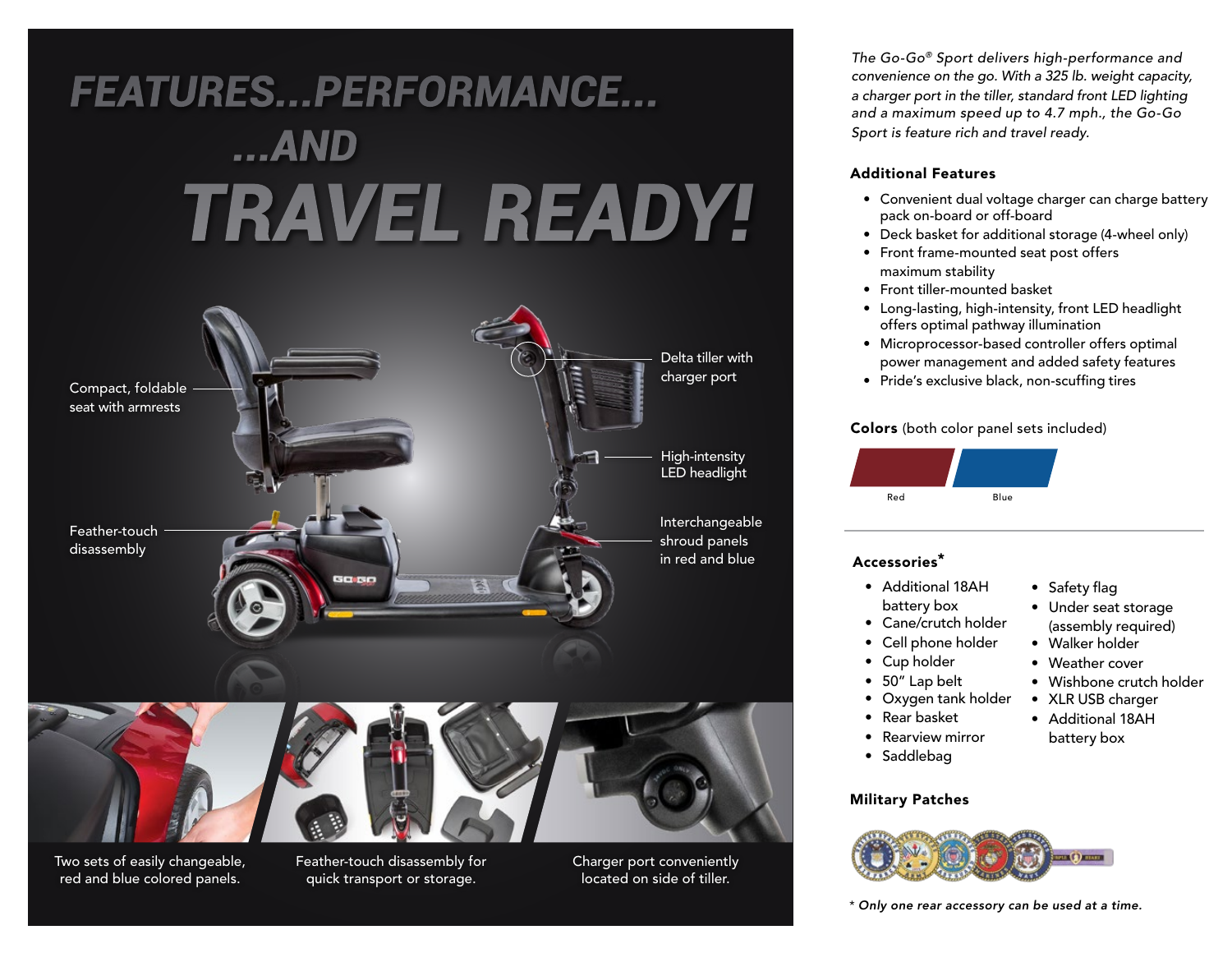# FEATURES...PERFORMANCE...

# ...AND

# TRAVEL READY!

Compact, foldable seat with armrests

Feather-touch disassembly

Delta tiller with charger port

High-intensity LED headlight

Interchangeable shroud panels in red and blue

Two sets of easily changeable, red and blue colored panels.

Feather-touch disassembly for quick transport or storage.

Charger port conveniently located on side of tiller.

*The Go-Go® Sport delivers high-performance and convenience on the go. With a 325 lb. weight capacity, a charger port in the tiller, standard front LED lighting and a maximum speed up to 4.7 mph., the Go-Go Sport is feature rich and travel ready.*

### Additional Features

- Convenient dual voltage charger can charge battery pack on-board or off-board
- Deck basket for additional storage (4-wheel only)
- Front frame-mounted seat post offers maximum stability
- Front tiller-mounted basket
- Long-lasting, high-intensity, front LED headlight offers optimal pathway illumination
- Microprocessor-based controller offers optimal power management and added safety features
- Pride's exclusive black, non-scuffing tires

### Colors (both color panel sets included)

Red

Blue

### Accessories*

- Additional 18AH battery box
- Cane/crutch holder
- Cell phone holder
- Cup holder
- 50" Lap belt
- Oxygen tank holder
- Rear basket
- Rearview mirror
- Saddlebag
- Safety flag
- Under seat storage (assembly required)
- Walker holder
- Weather cover
- Wishbone crutch holder
- XLR USB charger
- Additional 18AH battery box

### Military Patches

*\* Only one rear accessory can be used at a time.*